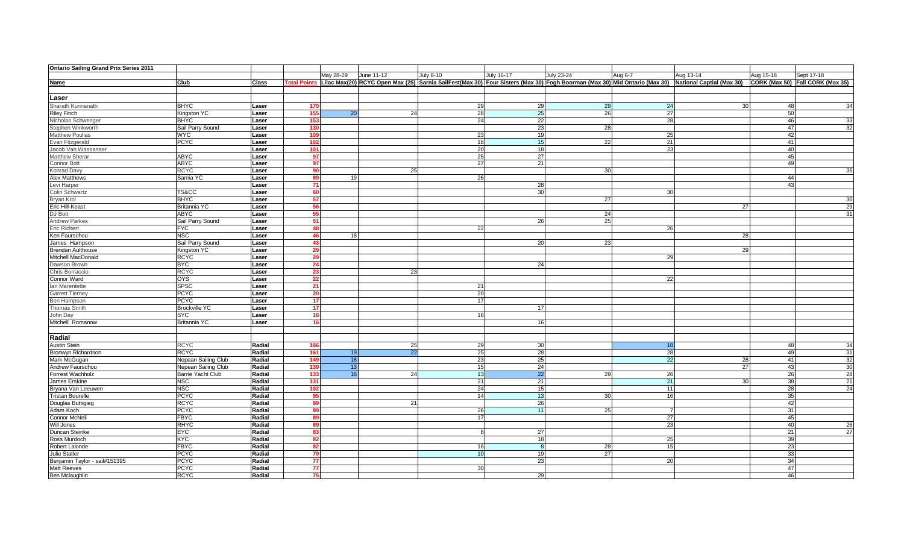**Ontario Sailing Grand Prix Series 2011**

| | | | | May 28-29 | June 11-12 | July 8-10 | July 16-17 | July 23-24 | Aug 6-7 | Aug 13-14 | Aug 15-18 | Sept 17-18 |
|---|---|---|---|---|---|---|---|---|---|---|---|---|
| **Name** | **Club** | **Class** | **Total Points** | **Lilac Max(20)** | **RCYC Open Max (25)** | **Sarnia SailFest(Max 30)** | **Four Sisters (Max 30)** | **Fogh Boorman (Max 30)** | **Mid Ontario (Max 30)** | **National Captial (Max 30)** | **CORK (Max 50)** | **Fall CORK (Max 35)** |
| **Laser** | | | | | | | | | | | | |
| Sharath Kunnanath | BHYC | Laser | 170 | | | 29 | 29 | 29 | 24 | 30 | 48 | 34 |
| Riley Finch | Kingston YC | Laser | 155 | 20 | 24 | 28 | 25 | 26 | 27 | | 50 | |
| Nicholas Schwenger | BHYC | Laser | 153 | | | 24 | 22 | | 28 | | 46 | 33 |
| Stephen Winkworth | Sail Parry Sound | Laser | 130 | | | | 23 | 28 | | | 47 | 32 |
| Matthew Poulias | WYC | Laser | 109 | | | 23 | 19 | | 25 | | 42 | |
| Evan Fitzgerald | PCYC | Laser | 102 | | | 18 | 15 | 22 | 21 | | 41 | |
| Jacob Van Wassanaer | | Laser | 101 | | | 20 | 18 | | 23 | | 40 | |
| Matthew Sherar | ABYC | Laser | 97 | | | 25 | 27 | | | | 45 | |
| Connor Bott | ABYC | Laser | 97 | | | 27 | 21 | | | | 49 | |
| Konrad Davy | RCYC | Laser | 90 | | 25 | | | 30 | | | | 35 |
| Alex Matthews | Sarnia YC | Laser | 89 | 19 | | 26 | | | | | 44 | |
| Levi Harper | | Laser | 71 | | | | 28 | | | | 43 | |
| Colin Schwartz | TS&CC | Laser | 60 | | | | 30 | | 30 | | | |
| Bryan Krol | BHYC | Laser | 57 | | | | | 27 | | | | 30 |
| Eric Hill-Keast | Britannia YC | Laser | 56 | | | | | | | 27 | | 29 |
| DJ Bott | ABYC | Laser | 55 | | | | | 24 | | | | 31 |
| Andrew Parkes | Sail Parry Sound | Laser | 51 | | | | 26 | 25 | | | | |
| Eric Richert | FYC | Laser | 48 | | | 22 | | | 26 | | | |
| Ken Faurschou | NSC | Laser | 46 | 18 | | | | | | 28 | | |
| James Hampson | Sail Parry Sound | Laser | 43 | | | | 20 | 23 | | | | |
| Brendan Aulthouse | Kingston YC | Laser | 29 | | | | | | | 29 | | |
| Mitchell MacDonald | RCYC | Laser | 29 | | | | | | 29 | | | |
| Dawson Brown | BYC | Laser | 24 | | | | 24 | | | | | |
| Chris Borraccio | RCYC | Laser | 23 | | 23 | | | | | | | |
| Connor Ward | OYS | Laser | 22 | | | | | | 22 | | | |
| Ian Marentette | SPSC | Laser | 21 | | | 21 | | | | | | |
| Garrett Tierney | PCYC | Laser | 20 | | | 20 | | | | | | |
| Ben Hampson | PCYC | Laser | 17 | | | 17 | | | | | | |
| Thomas Smith | Brockville YC | Laser | 17 | | | | 17 | | | | | |
| John Day | SYC | Laser | 16 | | | 16 | | | | | | |
| Mitchell Romanow | Britannia YC | Laser | 16 | | | | 16 | | | | | |
| **Radial** | | | | | | | | | | | | |
| Austin Stein | RCYC | Radial | 166 | | 25 | 29 | 30 | | 18 | | 48 | 34 |
| Bronwyn Richardson | RCYC | Radial | 161 | 19 | 22 | 25 | 28 | | 28 | | 49 | 31 |
| Mark McGugan | Nepean Sailing Club | Radial | 149 | 18 | | 23 | 25 | | 22 | 28 | 41 | 32 |
| Andrew Faurschou | Nepean Sailing Club | Radial | 139 | 13 | | 15 | 24 | | | 27 | 43 | 30 |
| Forrest Wachholz | Barrie Yacht Club | Radial | 133 | 16 | 24 | 13 | 22 | 29 | 26 | | 26 | 28 |
| James Erskine | NSC | Radial | 131 | | | 21 | 21 | | 21 | 30 | 38 | 21 |
| Bryana Van Leeuwen | NSC | Radial | 102 | | | 24 | 15 | | 11 | | 28 | 24 |
| Tristan Bourelle | PCYC | Radial | 95 | | | 14 | 13 | 30 | 16 | | 35 | |
| Douglas Buttigieg | RCYC | Radial | 89 | | 21 | | 26 | | | | 42 | |
| Adam Koch | PCYC | Radial | 89 | | | 26 | 11 | 25 | 7 | | 31 | |
| Connor McNeil | FBYC | Radial | 89 | | | 17 | | | 27 | | 45 | |
| Will Jones | RHYC | Radial | 89 | | | | | | 23 | | 40 | 26 |
| Duncan Steinke | EYC | Radial | 83 | | | 8 | 27 | | | | 21 | 27 |
| Ross Murdoch | KYC | Radial | 82 | | | | 18 | | 25 | | 39 | |
| Robert Lalonde | FBYC | Radial | 82 | | | 16 | 8 | 28 | 15 | | 23 | |
| Julie Statler | PCYC | Radial | 79 | | | 10 | 19 | 27 | | | 33 | |
| Benjamin Taylor - sail#151395 | PCYC | Radial | 77 | | | | 23 | | 20 | | 34 | |
| Matt Reeves | PCYC | Radial | 77 | | | 30 | | | | | 47 | |
| Ben Mclaughlin | RCYC | Radial | 75 | | | | 29 | | | | 46 | |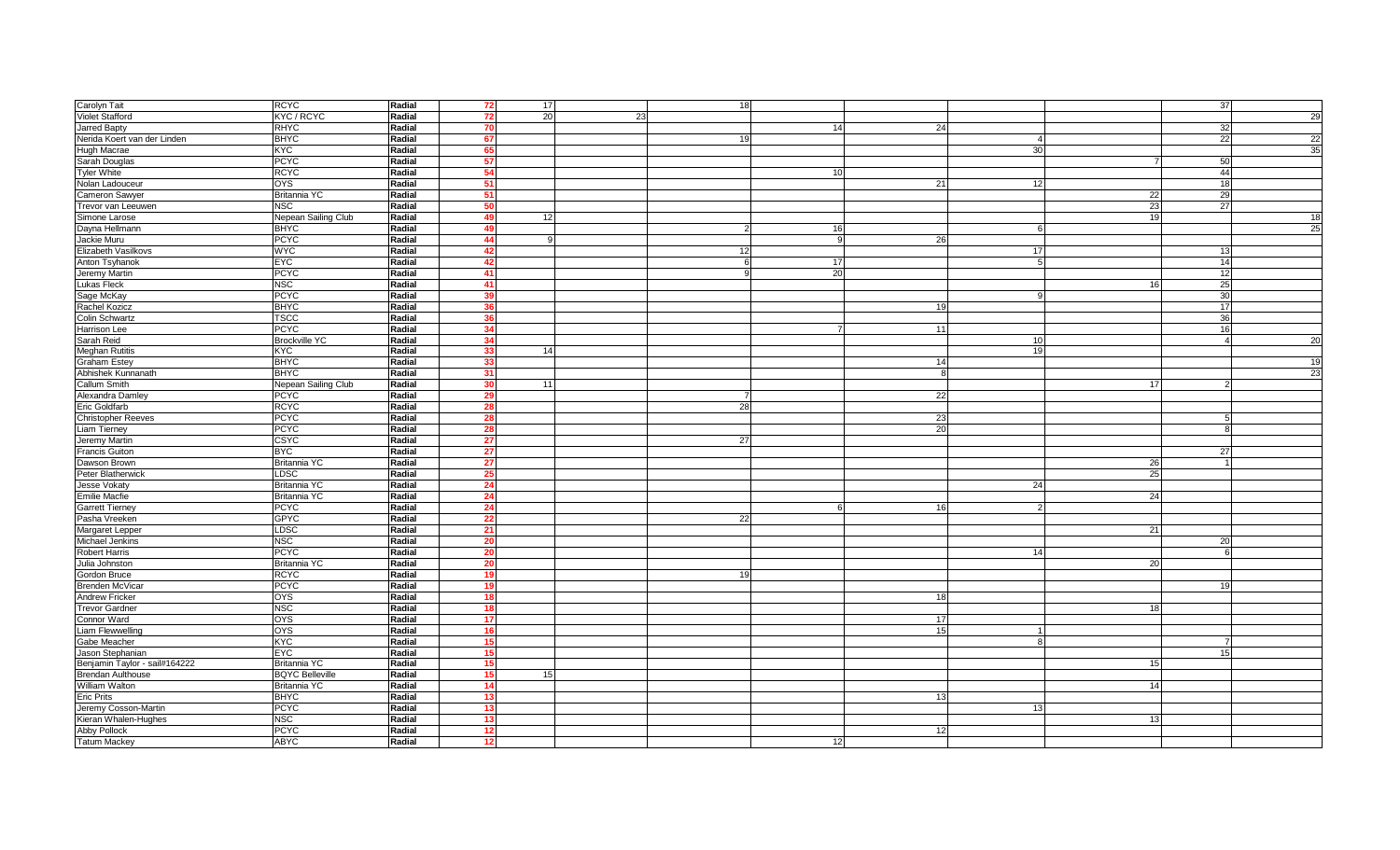| | | | | | | | | | | | | |
|---|---|---|---|---|---|---|---|---|---|---|---|---|
| Carolyn Tait | RCYC | Radial | 72 | 17 | | 18 | | | | | 37 | |
| Violet Stafford | KYC / RCYC | Radial | 72 | 20 | 23 | | | | | | | 29 |
| Jarred Bapty | RHYC | Radial | 70 | | | | 14 | 24 | | | 32 | |
| Nerida Koert van der Linden | BHYC | Radial | 67 | | | 19 | | | 4 | | 22 | 22 |
| Hugh Macrae | KYC | Radial | 65 | | | | | | 30 | | | 35 |
| Sarah Douglas | PCYC | Radial | 57 | | | | | | | 7 | 50 | |
| Tyler White | RCYC | Radial | 54 | | | | 10 | | | | 44 | |
| Nolan Ladouceur | OYS | Radial | 51 | | | | | 21 | 12 | | 18 | |
| Cameron Sawyer | Britannia YC | Radial | 51 | | | | | | | 22 | 29 | |
| Trevor van Leeuwen | NSC | Radial | 50 | | | | | | | 23 | 27 | |
| Simone Larose | Nepean Sailing Club | Radial | 49 | 12 | | | | | | 19 | | 18 |
| Dayna Hellmann | BHYC | Radial | 49 | | | 2 | 16 | | 6 | | | 25 |
| Jackie Muru | PCYC | Radial | 44 | 9 | | | 9 | 26 | | | | |
| Elizabeth Vasilkovs | WYC | Radial | 42 | | | 12 | | | 17 | | 13 | |
| Anton Tsyhanok | EYC | Radial | 42 | | | 6 | 17 | | 5 | | 14 | |
| Jeremy Martin | PCYC | Radial | 41 | | | 9 | 20 | | | | 12 | |
| Lukas Fleck | NSC | Radial | 41 | | | | | | | 16 | 25 | |
| Sage McKay | PCYC | Radial | 39 | | | | | | 9 | | 30 | |
| Rachel Kozicz | BHYC | Radial | 36 | | | | | 19 | | | 17 | |
| Colin Schwartz | TSCC | Radial | 36 | | | | | | | | 36 | |
| Harrison Lee | PCYC | Radial | 34 | | | | 7 | 11 | | | 16 | |
| Sarah Reid | Brockville YC | Radial | 34 | | | | | | 10 | | 4 | 20 |
| Meghan Rutitis | KYC | Radial | 33 | 14 | | | | | 19 | | | |
| Graham Estey | BHYC | Radial | 33 | | | | | 14 | | | | 19 |
| Abhishek Kunnanath | BHYC | Radial | 31 | | | | | 8 | | | | 23 |
| Callum Smith | Nepean Sailing Club | Radial | 30 | 11 | | | | | | 17 | 2 | |
| Alexandra Damley | PCYC | Radial | 29 | | | 7 | | 22 | | | | |
| Eric Goldfarb | RCYC | Radial | 28 | | | 28 | | | | | | |
| Christopher Reeves | PCYC | Radial | 28 | | | | | 23 | | | 5 | |
| Liam Tierney | PCYC | Radial | 28 | | | | | 20 | | | 8 | |
| Jeremy Martin | CSYC | Radial | 27 | | | 27 | | | | | | |
| Francis Guiton | BYC | Radial | 27 | | | | | | | | 27 | |
| Dawson Brown | Britannia YC | Radial | 27 | | | | | | | 26 | 1 | |
| Peter Blatherwick | LDSC | Radial | 25 | | | | | | | 25 | | |
| Jesse Vokaty | Britannia YC | Radial | 24 | | | | | | 24 | | | |
| Emilie Macfie | Britannia YC | Radial | 24 | | | | | | | 24 | | |
| Garrett Tierney | PCYC | Radial | 24 | | | | 6 | 16 | 2 | | | |
| Pasha Vreeken | GPYC | Radial | 22 | | | 22 | | | | | | |
| Margaret Lepper | LDSC | Radial | 21 | | | | | | | 21 | | |
| Michael Jenkins | NSC | Radial | 20 | | | | | | | | 20 | |
| Robert Harris | PCYC | Radial | 20 | | | | | | 14 | | 6 | |
| Julia Johnston | Britannia YC | Radial | 20 | | | | | | | 20 | | |
| Gordon Bruce | RCYC | Radial | 19 | | | 19 | | | | | | |
| Brenden McVicar | PCYC | Radial | 19 | | | | | | | | 19 | |
| Andrew Fricker | OYS | Radial | 18 | | | | | 18 | | | | |
| Trevor Gardner | NSC | Radial | 18 | | | | | | | 18 | | |
| Connor Ward | OYS | Radial | 17 | | | | | 17 | | | | |
| Liam Flewwelling | OYS | Radial | 16 | | | | | 15 | 1 | | | |
| Gabe Meacher | KYC | Radial | 15 | | | | | | 8 | | 7 | |
| Jason Stephanian | EYC | Radial | 15 | | | | | | | | 15 | |
| Benjamin Taylor - sail#164222 | Britannia YC | Radial | 15 | | | | | | | 15 | | |
| Brendan Aulthouse | BQYC Belleville | Radial | 15 | 15 | | | | | | | | |
| William Walton | Britannia YC | Radial | 14 | | | | | | | 14 | | |
| Eric Prits | BHYC | Radial | 13 | | | | | 13 | | | | |
| Jeremy Cosson-Martin | PCYC | Radial | 13 | | | | | | 13 | | | |
| Kieran Whalen-Hughes | NSC | Radial | 13 | | | | | | | 13 | | |
| Abby Pollock | PCYC | Radial | 12 | | | | | 12 | | | | |
| Tatum Mackey | ABYC | Radial | 12 | | | | 12 | | | | | |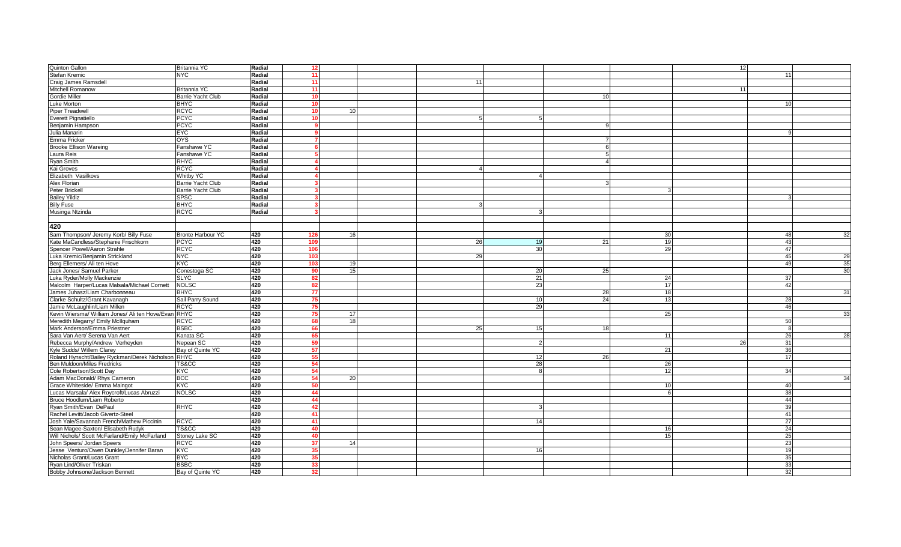| | | | | | | | | | | | | |
|---|---|---|---|---|---|---|---|---|---|---|---|---|
| Quinton Gallon | Britannia YC | Radial | 12 | | | | | | | 12 | | |
| Stefan Kremic | NYC | Radial | 11 | | | | | | | | 11 | |
| Craig James Ramsdell | | Radial | 11 | | | 11 | | | | | | |
| Mitchell Romanow | Britannia YC | Radial | 11 | | | | | | | 11 | | |
| Gordie Miller | Barrie Yacht Club | Radial | 10 | | | | | 10 | | | | |
| Luke Morton | BHYC | Radial | 10 | | | | | | | | 10 | |
| Piper Treadwell | RCYC | Radial | 10 | 10 | | | | | | | | |
| Everett Pignatiello | PCYC | Radial | 10 | | | 5 | 5 | | | | | |
| Benjamin Hampson | PCYC | Radial | 9 | | | | | 9 | | | | |
| Julia Manarin | EYC | Radial | 9 | | | | | | | | 9 | |
| Emma Fricker | OYS | Radial | 7 | | | | | 7 | | | | |
| Brooke Ellison Wareing | Fanshawe YC | Radial | 6 | | | | | 6 | | | | |
| Laura Reis | Fanshawe YC | Radial | 5 | | | | | 5 | | | | |
| Ryan Smith | RHYC | Radial | 4 | | | | | 4 | | | | |
| Kai Groves | RCYC | Radial | 4 | | | 4 | | | | | | |
| Elizabeth Vasilkovs | Whitby YC | Radial | 4 | | | | 4 | | | | | |
| Alex Florian | Barrie Yacht Club | Radial | 3 | | | | | 3 | | | | |
| Peter Brickell | Barrie Yacht Club | Radial | 3 | | | | | | 3 | | | |
| Bailey Yildiz | SPSC | Radial | 3 | | | | | | | | 3 | |
| Billy Fuse | BHYC | Radial | 3 | | | 3 | | | | | | |
| Musinga Ntzinda | RCYC | Radial | 3 | | | | 3 | | | | | |
| | | | | | | | | | | | | |
| **420** | | | | | | | | | | | | |
| Sam Thompson/ Jeremy Korb/ Billy Fuse | Bronte Harbour YC | 420 | 126 | 16 | | | | | 30 | | 48 | 32 |
| Kate MaCandless/Stephanie Frischkorn | PCYC | 420 | 109 | | | 26 | 19 | 21 | 19 | | 43 | |
| Spencer Powell/Aaron Strahle | RCYC | 420 | 106 | | | | 30 | | 29 | | 47 | |
| Luka Kremic/Benjamin Strickland | NYC | 420 | 103 | | | 29 | | | | | 45 | 29 |
| Berg Ellemers/ Ali ten Hove | KYC | 420 | 103 | 19 | | | | | | | 49 | 35 |
| Jack Jones/ Samuel Parker | Conestoga SC | 420 | 90 | 15 | | | 20 | 25 | | | | 30 |
| Luka Ryder/Molly Mackenzie | SLYC | 420 | 82 | | | | 21 | | 24 | | 37 | |
| Malcolm Harper/Lucas Malsala/Michael Cornett | NOLSC | 420 | 82 | | | | 23 | | 17 | | 42 | |
| James Juhasz/Liam Charbonneau | BHYC | 420 | 77 | | | | | 28 | 18 | | | 31 |
| Clarke Schultz/Grant Kavanagh | Sail Parry Sound | 420 | 75 | | | | 10 | 24 | 13 | | 28 | |
| Jamie McLaughlin/Liam Millen | RCYC | 420 | 75 | | | | 29 | | | | 46 | |
| Kevin Wiersma/ William Jones/ Ali ten Hove/Evan | RHYC | 420 | 75 | 17 | | | | | 25 | | | 33 |
| Meredith Megarry/ Emily McIlquham | RCYC | 420 | 68 | 18 | | | | | | | 50 | |
| Mark Anderson/Emma Priestner | BSBC | 420 | 66 | | | 25 | 15 | 18 | | | 8 | |
| Sara Van Aert/ Serena Van Aert | Kanata SC | 420 | 65 | | | | | | 11 | | 26 | 28 |
| Rebecca Murphy/Andrew Verheyden | Nepean SC | 420 | 59 | | | | 2 | | | 26 | 31 | |
| Kyle Sudds/ Willem Clarey | Bay of Quinte YC | 420 | 57 | | | | | | 21 | | 36 | |
| Roland Hynscht/Bailey Ryckman/Derek Nicholson | RHYC | 420 | 55 | | | | 12 | 26 | | | 17 | |
| Ben Muldoon/Miles Fredricks | TS&CC | 420 | 54 | | | | 28 | | 26 | | | |
| Cole Robertson/Scott Day | KYC | 420 | 54 | | | | 8 | | 12 | | 34 | |
| Adam MacDonald/ Rhys Cameron | BCC | 420 | 54 | 20 | | | | | | | | 34 |
| Grace Whiteside/ Emma Maingot | KYC | 420 | 50 | | | | | | 10 | | 40 | |
| Lucas Marsala/ Alex Roycroft/Lucas Abruzzi | NOLSC | 420 | 44 | | | | | | 6 | | 38 | |
| Bruce Hoodlum/Liam Roberto | | 420 | 44 | | | | | | | | 44 | |
| Ryan Smith/Evan DePaul | RHYC | 420 | 42 | | | | 3 | | | | 39 | |
| Rachel Levitt/Jacob Givertz-Steel | | 420 | 41 | | | | | | | | 41 | |
| Josh Yale/Savannah French/Mathew Piccinin | RCYC | 420 | 41 | | | | 14 | | | | 27 | |
| Sean Magee-Saxton/ Elisabeth Rudyk | TS&CC | 420 | 40 | | | | | | 16 | | 24 | |
| Will Nichols/ Scott McFarland/Emily McFarland | Stoney Lake SC | 420 | 40 | | | | | | 15 | | 25 | |
| John Speers/ Jordan Speers | RCYC | 420 | 37 | 14 | | | | | | | 23 | |
| Jesse Venturo/Owen Dunkley/Jennifer Baran | KYC | 420 | 35 | | | | 16 | | | | 19 | |
| Nicholas Grant/Lucas Grant | BYC | 420 | 35 | | | | | | | | 35 | |
| Ryan Lind/Oliver Triskan | BSBC | 420 | 33 | | | | | | | | 33 | |
| Bobby Johnsone/Jackson Bennett | Bay of Quinte YC | 420 | 32 | | | | | | | | 32 | |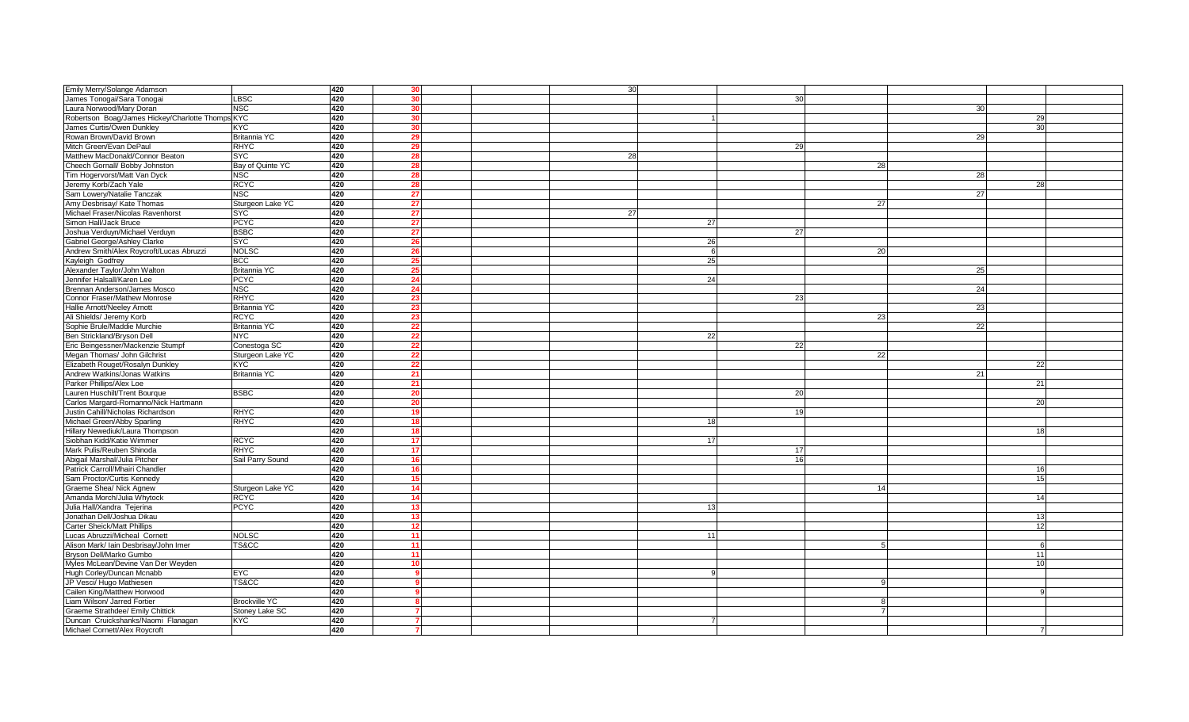| | | | | | | | | | | | | |
|---|---|---|---|---|---|---|---|---|---|---|---|---|
| Emily Merry/Solange Adamson | | 420 | 30 | | | 30 | | | | | | |
| James Tonogai/Sara Tonogai | LBSC | 420 | 30 | | | | | 30 | | | | |
| Laura Norwood/Mary Doran | NSC | 420 | 30 | | | | | | | 30 | | |
| Robertson Boag/James Hickey/Charlotte Thomps | KYC | 420 | 30 | | | | 1 | | | | 29 | |
| James Curtis/Owen Dunkley | KYC | 420 | 30 | | | | | | | | 30 | |
| Rowan Brown/David Brown | Britannia YC | 420 | 29 | | | | | | | 29 | | |
| Mitch Green/Evan DePaul | RHYC | 420 | 29 | | | | | 29 | | | | |
| Matthew MacDonald/Connor Beaton | SYC | 420 | 28 | | | 28 | | | | | | |
| Cheech Gornall/ Bobby Johnston | Bay of Quinte YC | 420 | 28 | | | | | | 28 | | | |
| Tim Hogervorst/Matt Van Dyck | NSC | 420 | 28 | | | | | | | 28 | | |
| Jeremy Korb/Zach Yale | RCYC | 420 | 28 | | | | | | | | 28 | |
| Sam Lowery/Natalie Tanczak | NSC | 420 | 27 | | | | | | | 27 | | |
| Amy Desbrisay/ Kate Thomas | Sturgeon Lake YC | 420 | 27 | | | | | | 27 | | | |
| Michael Fraser/Nicolas Ravenhorst | SYC | 420 | 27 | | | 27 | | | | | | |
| Simon Hall/Jack Bruce | PCYC | 420 | 27 | | | | 27 | | | | | |
| Joshua Verduyn/Michael Verduyn | BSBC | 420 | 27 | | | | | 27 | | | | |
| Gabriel George/Ashley Clarke | SYC | 420 | 26 | | | | 26 | | | | | |
| Andrew Smith/Alex Roycroft/Lucas Abruzzi | NOLSC | 420 | 26 | | | | 6 | | 20 | | | |
| Kayleigh Godfrey | BCC | 420 | 25 | | | | 25 | | | | | |
| Alexander Taylor/John Walton | Britannia YC | 420 | 25 | | | | | | | 25 | | |
| Jennifer Halsall/Karen Lee | PCYC | 420 | 24 | | | | 24 | | | | | |
| Brennan Anderson/James Mosco | NSC | 420 | 24 | | | | | | | 24 | | |
| Connor Fraser/Mathew Monrose | RHYC | 420 | 23 | | | | | 23 | | | | |
| Hallie Arnott/Neeley Arnott | Britannia YC | 420 | 23 | | | | | | | 23 | | |
| Ali Shields/ Jeremy Korb | RCYC | 420 | 23 | | | | | | 23 | | | |
| Sophie Brule/Maddie Murchie | Britannia YC | 420 | 22 | | | | | | | 22 | | |
| Ben Strickland/Bryson Dell | NYC | 420 | 22 | | | | 22 | | | | | |
| Eric Beingessner/Mackenzie Stumpf | Conestoga SC | 420 | 22 | | | | | 22 | | | | |
| Megan Thomas/ John Gilchrist | Sturgeon Lake YC | 420 | 22 | | | | | | 22 | | | |
| Elizabeth Rouget/Rosalyn Dunkley | KYC | 420 | 22 | | | | | | | | 22 | |
| Andrew Watkins/Jonas Watkins | Britannia YC | 420 | 21 | | | | | | | 21 | | |
| Parker Phillips/Alex Loe | | 420 | 21 | | | | | | | | 21 | |
| Lauren Huschilt/Trent Bourque | BSBC | 420 | 20 | | | | | 20 | | | | |
| Carlos Margard-Romanno/Nick Hartmann | | 420 | 20 | | | | | | | | 20 | |
| Justin Cahill/Nicholas Richardson | RHYC | 420 | 19 | | | | | 19 | | | | |
| Michael Green/Abby Sparling | RHYC | 420 | 18 | | | | 18 | | | | | |
| Hillary Newediuk/Laura Thompson | | 420 | 18 | | | | | | | | 18 | |
| Siobhan Kidd/Katie Wimmer | RCYC | 420 | 17 | | | | 17 | | | | | |
| Mark Pulis/Reuben Shinoda | RHYC | 420 | 17 | | | | | 17 | | | | |
| Abigail Marshal/Julia Pitcher | Sail Parry Sound | 420 | 16 | | | | | 16 | | | | |
| Patrick Carroll/Mhairi Chandler | | 420 | 16 | | | | | | | | 16 | |
| Sam Proctor/Curtis Kennedy | | 420 | 15 | | | | | | | | 15 | |
| Graeme Shea/ Nick Agnew | Sturgeon Lake YC | 420 | 14 | | | | | | 14 | | | |
| Amanda Morch/Julia Whytock | RCYC | 420 | 14 | | | | | | | | 14 | |
| Julia Hall/Xandra Tejerina | PCYC | 420 | 13 | | | | 13 | | | | | |
| Jonathan Dell/Joshua Dikau | | 420 | 13 | | | | | | | | 13 | |
| Carter Sheick/Matt Phillips | | 420 | 12 | | | | | | | | 12 | |
| Lucas Abruzzi/Micheal Cornett | NOLSC | 420 | 11 | | | | 11 | | | | | |
| Alison Mark/ Iain Desbrisay/John Imer | TS&CC | 420 | 11 | | | | | | 5 | | 6 | |
| Bryson Dell/Marko Gumbo | | 420 | 11 | | | | | | | | 11 | |
| Myles McLean/Devine Van Der Weyden | | 420 | 10 | | | | | | | | 10 | |
| Hugh Corley/Duncan Mcnabb | EYC | 420 | 9 | | | | 9 | | | | | |
| JP Vesci/ Hugo Mathiesen | TS&CC | 420 | 9 | | | | | | 9 | | | |
| Cailen King/Matthew Horwood | | 420 | 9 | | | | | | | | 9 | |
| Liam Wilson/ Jarred Fortier | Brockville YC | 420 | 8 | | | | | | 8 | | | |
| Graeme Strathdee/ Emily Chittick | Stoney Lake SC | 420 | 7 | | | | | | 7 | | | |
| Duncan Cruickshanks/Naomi Flanagan | KYC | 420 | 7 | | | | 7 | | | | | |
| Michael Cornett/Alex Roycroft | | 420 | 7 | | | | | | | | 7 | |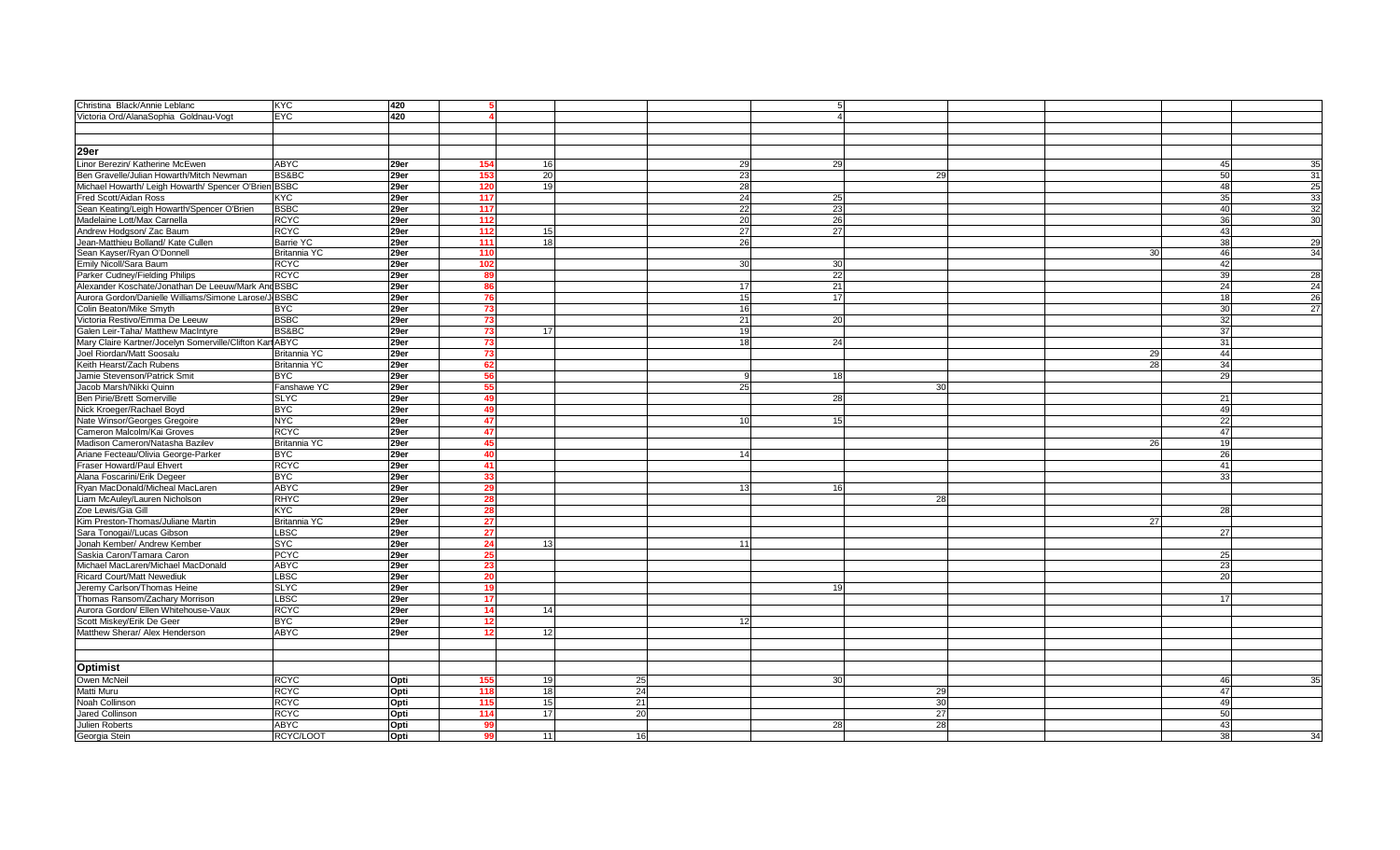| | | | | | | | | | | | | |
|---|---|---|---|---|---|---|---|---|---|---|---|---|
| Christina Black/Annie Leblanc | KYC | 420 | 5 | | | | 5 | | | | | |
| Victoria Ord/AlanaSophia Goldnau-Vogt | EYC | 420 | 4 | | | | 4 | | | | | |
| | | | | | | | | | | | | |
| | | | | | | | | | | | | |
| **29er** | | | | | | | | | | | | |
| Linor Berezin/ Katherine McEwen | ABYC | 29er | 154 | 16 | | 29 | 29 | | | | 45 | 35 |
| Ben Gravelle/Julian Howarth/Mitch Newman | BS&BC | 29er | 153 | 20 | | 23 | | 29 | | | 50 | 31 |
| Michael Howarth/ Leigh Howarth/ Spencer O'Brien | BSBC | 29er | 120 | 19 | | 28 | | | | | 48 | 25 |
| Fred Scott/Aidan Ross | KYC | 29er | 117 | | | 24 | 25 | | | | 35 | 33 |
| Sean Keating/Leigh Howarth/Spencer O'Brien | BSBC | 29er | 117 | | | 22 | 23 | | | | 40 | 32 |
| Madelaine Lott/Max Carnella | RCYC | 29er | 112 | | | 20 | 26 | | | | 36 | 30 |
| Andrew Hodgson/ Zac Baum | RCYC | 29er | 112 | 15 | | 27 | 27 | | | | 43 | |
| Jean-Matthieu Bolland/ Kate Cullen | Barrie YC | 29er | 111 | 18 | | 26 | | | | | 38 | 29 |
| Sean Kayser/Ryan O'Donnell | Britannia YC | 29er | 110 | | | | | | | 30 | 46 | 34 |
| Emily Nicoll/Sara Baum | RCYC | 29er | 102 | | | 30 | 30 | | | | 42 | |
| Parker Cudney/Fielding Philips | RCYC | 29er | 89 | | | | 22 | | | | 39 | 28 |
| Alexander Koschate/Jonathan De Leeuw/Mark And | BSBC | 29er | 86 | | | 17 | 21 | | | | 24 | 24 |
| Aurora Gordon/Danielle Williams/Simone Larose/J | BSBC | 29er | 76 | | | 15 | 17 | | | | 18 | 26 |
| Colin Beaton/Mike Smyth | BYC | 29er | 73 | | | 16 | | | | | 30 | 27 |
| Victoria Restivo/Emma De Leeuw | BSBC | 29er | 73 | | | 21 | 20 | | | | 32 | |
| Galen Leir-Taha/ Matthew MacIntyre | BS&BC | 29er | 73 | 17 | | 19 | | | | | 37 | |
| Mary Claire Kartner/Jocelyn Somerville/Clifton Kart | ABYC | 29er | 73 | | | 18 | 24 | | | | 31 | |
| Joel Riordan/Matt Soosalu | Britannia YC | 29er | 73 | | | | | | | 29 | 44 | |
| Keith Hearst/Zach Rubens | Britannia YC | 29er | 62 | | | | | | | 28 | 34 | |
| Jamie Stevenson/Patrick Smit | BYC | 29er | 56 | | | 9 | 18 | | | | 29 | |
| Jacob Marsh/Nikki Quinn | Fanshawe YC | 29er | 55 | | | 25 | | 30 | | | | |
| Ben Pirie/Brett Somerville | SLYC | 29er | 49 | | | | 28 | | | | 21 | |
| Nick Kroeger/Rachael Boyd | BYC | 29er | 49 | | | | | | | | 49 | |
| Nate Winsor/Georges Gregoire | NYC | 29er | 47 | | | 10 | 15 | | | | 22 | |
| Cameron Malcolm/Kai Groves | RCYC | 29er | 47 | | | | | | | | 47 | |
| Madison Cameron/Natasha Bazilev | Britannia YC | 29er | 45 | | | | | | | 26 | 19 | |
| Ariane Fecteau/Olivia George-Parker | BYC | 29er | 40 | | | 14 | | | | | 26 | |
| Fraser Howard/Paul Ehvert | RCYC | 29er | 41 | | | | | | | | 41 | |
| Alana Foscarini/Erik Degeer | BYC | 29er | 33 | | | | | | | | 33 | |
| Ryan MacDonald/Micheal MacLaren | ABYC | 29er | 29 | | | 13 | 16 | | | | | |
| Liam McAuley/Lauren Nicholson | RHYC | 29er | 28 | | | | | 28 | | | | |
| Zoe Lewis/Gia Gill | KYC | 29er | 28 | | | | | | | | 28 | |
| Kim Preston-Thomas/Juliane Martin | Britannia YC | 29er | 27 | | | | | | | 27 | | |
| Sara Tonogai//Lucas Gibson | LBSC | 29er | 27 | | | | | | | | 27 | |
| Jonah Kember/ Andrew Kember | SYC | 29er | 24 | 13 | | 11 | | | | | | |
| Saskia Caron/Tamara Caron | PCYC | 29er | 25 | | | | | | | | 25 | |
| Michael MacLaren/Michael MacDonald | ABYC | 29er | 23 | | | | | | | | 23 | |
| Ricard Court/Matt Newediuk | LBSC | 29er | 20 | | | | | | | | 20 | |
| Jeremy Carlson/Thomas Heine | SLYC | 29er | 19 | | | | 19 | | | | | |
| Thomas Ransom/Zachary Morrison | LBSC | 29er | 17 | | | | | | | | 17 | |
| Aurora Gordon/ Ellen Whitehouse-Vaux | RCYC | 29er | 14 | 14 | | | | | | | | |
| Scott Miskey/Erik De Geer | BYC | 29er | 12 | | | 12 | | | | | | |
| Matthew Sherar/ Alex Henderson | ABYC | 29er | 12 | 12 | | | | | | | | |
| | | | | | | | | | | | | |
| | | | | | | | | | | | | |
| **Optimist** | | | | | | | | | | | | |
| Owen McNeil | RCYC | Opti | 155 | 19 | 25 | | 30 | | | | 46 | 35 |
| Matti Muru | RCYC | Opti | 118 | 18 | 24 | | | 29 | | | 47 | |
| Noah Collinson | RCYC | Opti | 115 | 15 | 21 | | | 30 | | | 49 | |
| Jared Collinson | RCYC | Opti | 114 | 17 | 20 | | | 27 | | | 50 | |
| Julien Roberts | ABYC | Opti | 99 | | | | 28 | 28 | | | 43 | |
| Georgia Stein | RCYC/LOOT | Opti | 99 | 11 | 16 | | | | | | 38 | 34 |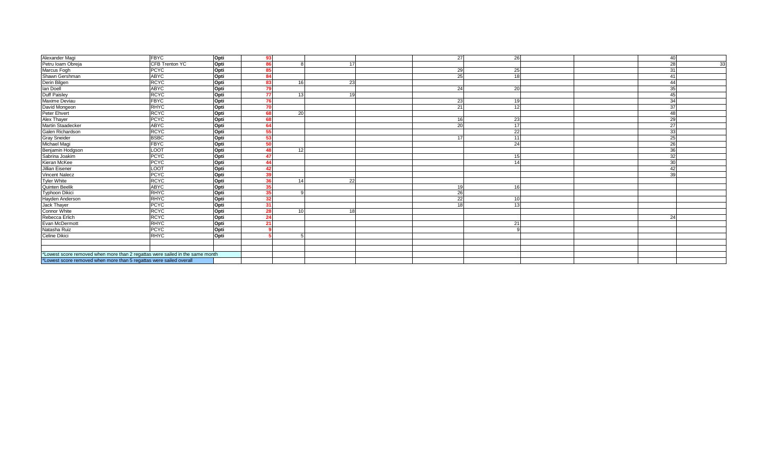| | | | | | | | | | | | | |
|---|---|---|---|---|---|---|---|---|---|---|---|---|
| Alexander Magi | FBYC | Opti | 93 | | | | 27 | 26 | | | 40 | |
| Petru Ioam Obreja | CFB Trenton YC | Opti | 86 | 8 | 17 | | | | | | 28 | 33 |
| Marcus Fogh | PCYC | Opti | 85 | | | | 29 | 25 | | | 31 | |
| Shawn Gershman | ABYC | Opti | 84 | | | | 25 | 18 | | | 41 | |
| Derin Bilgen | RCYC | Opti | 83 | 16 | 23 | | | | | | 44 | |
| Ian Doell | ABYC | Opti | 79 | | | | 24 | 20 | | | 35 | |
| Duff Paisley | RCYC | Opti | 77 | 13 | 19 | | | | | | 45 | |
| Maxime Deviau | FBYC | Opti | 76 | | | | 23 | 19 | | | 34 | |
| David Mongeon | RHYC | Opti | 70 | | | | 21 | 12 | | | 37 | |
| Peter Ehvert | RCYC | Opti | 68 | 20 | | | | | | | 48 | |
| Alex Thayer | PCYC | Opti | 68 | | | | 16 | 23 | | | 29 | |
| Martin Staadecker | ABYC | Opti | 64 | | | | 20 | 17 | | | 27 | |
| Galen Richardson | RCYC | Opti | 55 | | | | | 22 | | | 33 | |
| Gray Sneider | BSBC | Opti | 53 | | | | 17 | 11 | | | 25 | |
| Michael Magi | FBYC | Opti | 50 | | | | | 24 | | | 26 | |
| Benjamin Hodgson | LOOT | Opti | 48 | 12 | | | | | | | 36 | |
| Sabrina Joakim | PCYC | Opti | 47 | | | | | 15 | | | 32 | |
| Kieran McKee | PCYC | Opti | 44 | | | | | 14 | | | 30 | |
| Jillian Eisener | LOOT | Opti | 42 | | | | | | | | 42 | |
| Vincent Nalecz | PCYC | Opti | 39 | | | | | | | | 39 | |
| Tyler White | RCYC | Opti | 36 | 14 | 22 | | | | | | | |
| Quinten Beelik | ABYC | Opti | 35 | | | | 19 | 16 | | | | |
| Typhoon Dikici | RHYC | Opti | 35 | 9 | | | 26 | | | | | |
| Hayden Anderson | RHYC | Opti | 32 | | | | 22 | 10 | | | | |
| Jack Thayer | PCYC | Opti | 31 | | | | 18 | 13 | | | | |
| Connor White | RCYC | Opti | 28 | 10 | 18 | | | | | | | |
| Rebecca Erlich | RCYC | Opti | 24 | | | | | | | | 24 | |
| Evan McDermott | RHYC | Opti | 21 | | | | | 21 | | | | |
| Natasha Ruiz | PCYC | Opti | 9 | | | | | 9 | | | | |
| Celine Dikici | RHYC | Opti | 5 | 5 | | | | | | | | |

*Lowest score removed when more than 2 regattas were sailed in the same month

*Lowest score removed when more than 5 regattas were sailed overall